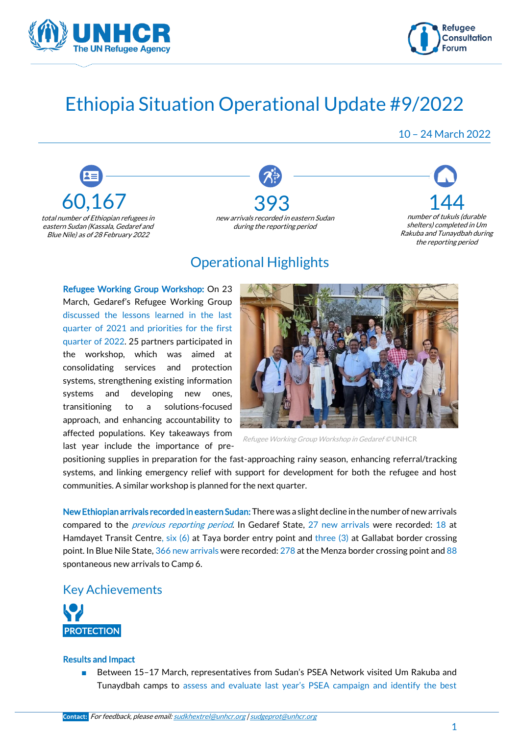UNHCR The UN Refugee Agency

Refugee Consultation Forum

# Ethiopia Situation Operational Update #9/2022

10 – 24 March 2022

**60,167**
*total number of Ethiopian refugees in eastern Sudan (Kassala, Gedaref and Blue Nile) as of 28 February 2022*

**393**
*new arrivals recorded in eastern Sudan during the reporting period*

**144**
*number of tukuls (durable shelters) completed in Um Rakuba and Tunaydbah during the reporting period*

## Operational Highlights

**Refugee Working Group Workshop:** On 23 March, Gedaref's Refugee Working Group discussed the lessons learned in the last quarter of 2021 and priorities for the first quarter of 2022. 25 partners participated in the workshop, which was aimed at consolidating services and protection systems, strengthening existing information systems and developing new ones, transitioning to a solutions-focused approach, and enhancing accountability to affected populations. Key takeaways from last year include the importance of pre-positioning supplies in preparation for the fast-approaching rainy season, enhancing referral/tracking systems, and linking emergency relief with support for development for both the refugee and host communities. A similar workshop is planned for the next quarter.

*Refugee Working Group Workshop in Gedaref* ©UNHCR

**New Ethiopian arrivals recorded in eastern Sudan:** There was a slight decline in the number of new arrivals compared to the *previous reporting period*. In Gedaref State, 27 new arrivals were recorded: 18 at Hamdayet Transit Centre, six (6) at Taya border entry point and three (3) at Gallabat border crossing point. In Blue Nile State, 366 new arrivals were recorded: 278 at the Menza border crossing point and 88 spontaneous new arrivals to Camp 6.

## Key Achievements

**PROTECTION**

### Results and Impact

- Between 15–17 March, representatives from Sudan's PSEA Network visited Um Rakuba and Tunaydbah camps to assess and evaluate last year's PSEA campaign and identify the best

**Contact:** *For feedback, please email:* sudkhextrel@unhcr.org | sudgeprot@unhcr.org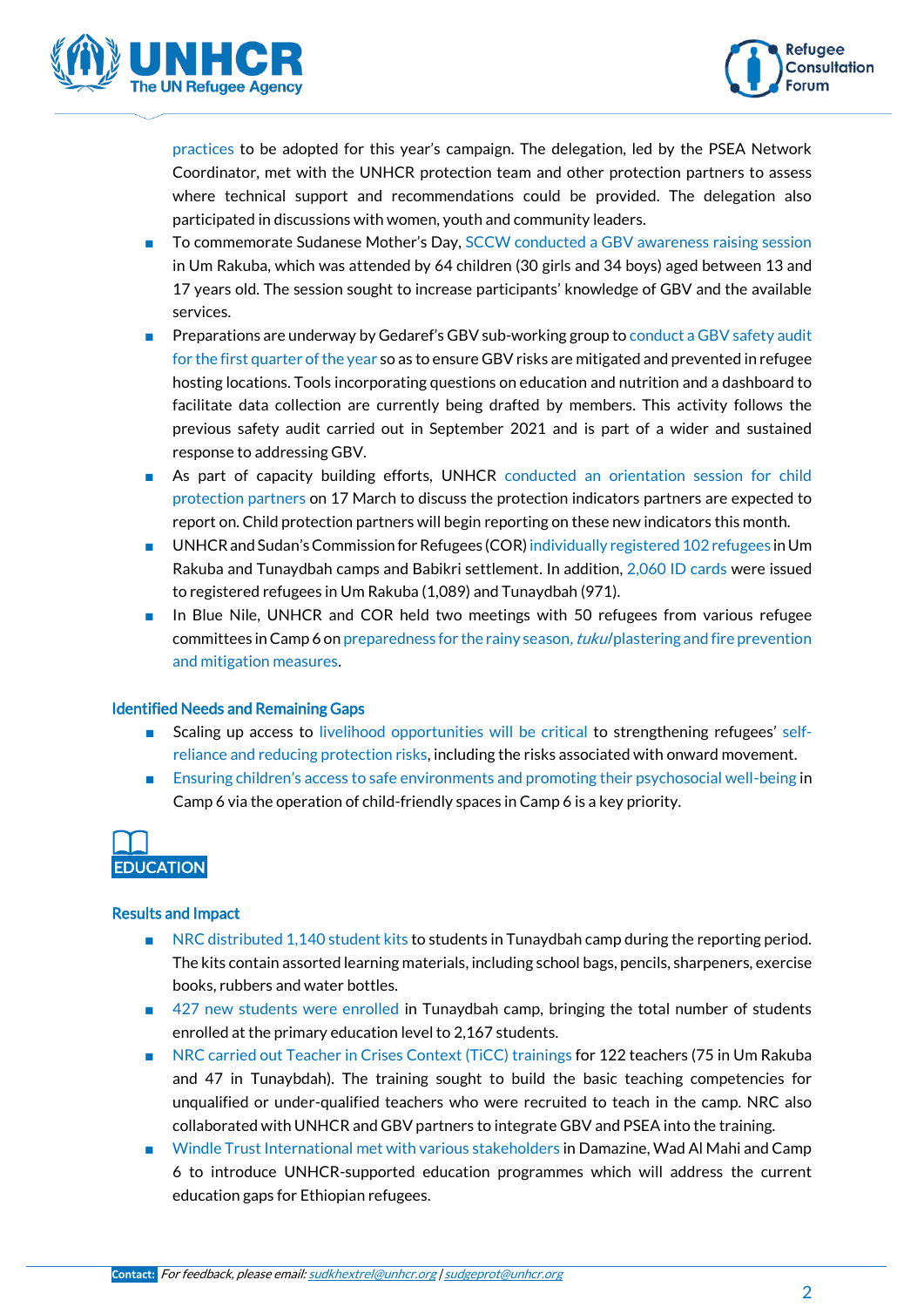practices to be adopted for this year's campaign. The delegation, led by the PSEA Network Coordinator, met with the UNHCR protection team and other protection partners to assess where technical support and recommendations could be provided. The delegation also participated in discussions with women, youth and community leaders.

- To commemorate Sudanese Mother's Day, SCCW conducted a GBV awareness raising session in Um Rakuba, which was attended by 64 children (30 girls and 34 boys) aged between 13 and 17 years old. The session sought to increase participants' knowledge of GBV and the available services.
- Preparations are underway by Gedaref's GBV sub-working group to conduct a GBV safety audit for the first quarter of the year so as to ensure GBV risks are mitigated and prevented in refugee hosting locations. Tools incorporating questions on education and nutrition and a dashboard to facilitate data collection are currently being drafted by members. This activity follows the previous safety audit carried out in September 2021 and is part of a wider and sustained response to addressing GBV.
- As part of capacity building efforts, UNHCR conducted an orientation session for child protection partners on 17 March to discuss the protection indicators partners are expected to report on. Child protection partners will begin reporting on these new indicators this month.
- UNHCR and Sudan's Commission for Refugees (COR) individually registered 102 refugees in Um Rakuba and Tunaydbah camps and Babikri settlement. In addition, 2,060 ID cards were issued to registered refugees in Um Rakuba (1,089) and Tunaydbah (971).
- In Blue Nile, UNHCR and COR held two meetings with 50 refugees from various refugee committees in Camp 6 on preparedness for the rainy season, *tukul*/plastering and fire prevention and mitigation measures.

### Identified Needs and Remaining Gaps

- Scaling up access to livelihood opportunities will be critical to strengthening refugees' self-reliance and reducing protection risks, including the risks associated with onward movement.
- Ensuring children's access to safe environments and promoting their psychosocial well-being in Camp 6 via the operation of child-friendly spaces in Camp 6 is a key priority.

## EDUCATION

### Results and Impact

- NRC distributed 1,140 student kits to students in Tunaydbah camp during the reporting period. The kits contain assorted learning materials, including school bags, pencils, sharpeners, exercise books, rubbers and water bottles.
- 427 new students were enrolled in Tunaydbah camp, bringing the total number of students enrolled at the primary education level to 2,167 students.
- NRC carried out Teacher in Crises Context (TiCC) trainings for 122 teachers (75 in Um Rakuba and 47 in Tunaybdah). The training sought to build the basic teaching competencies for unqualified or under-qualified teachers who were recruited to teach in the camp. NRC also collaborated with UNHCR and GBV partners to integrate GBV and PSEA into the training.
- Windle Trust International met with various stakeholders in Damazine, Wad Al Mahi and Camp 6 to introduce UNHCR-supported education programmes which will address the current education gaps for Ethiopian refugees.

**Contact:** *For feedback, please email: sudkhextrel@unhcr.org | sudgeprot@unhcr.org*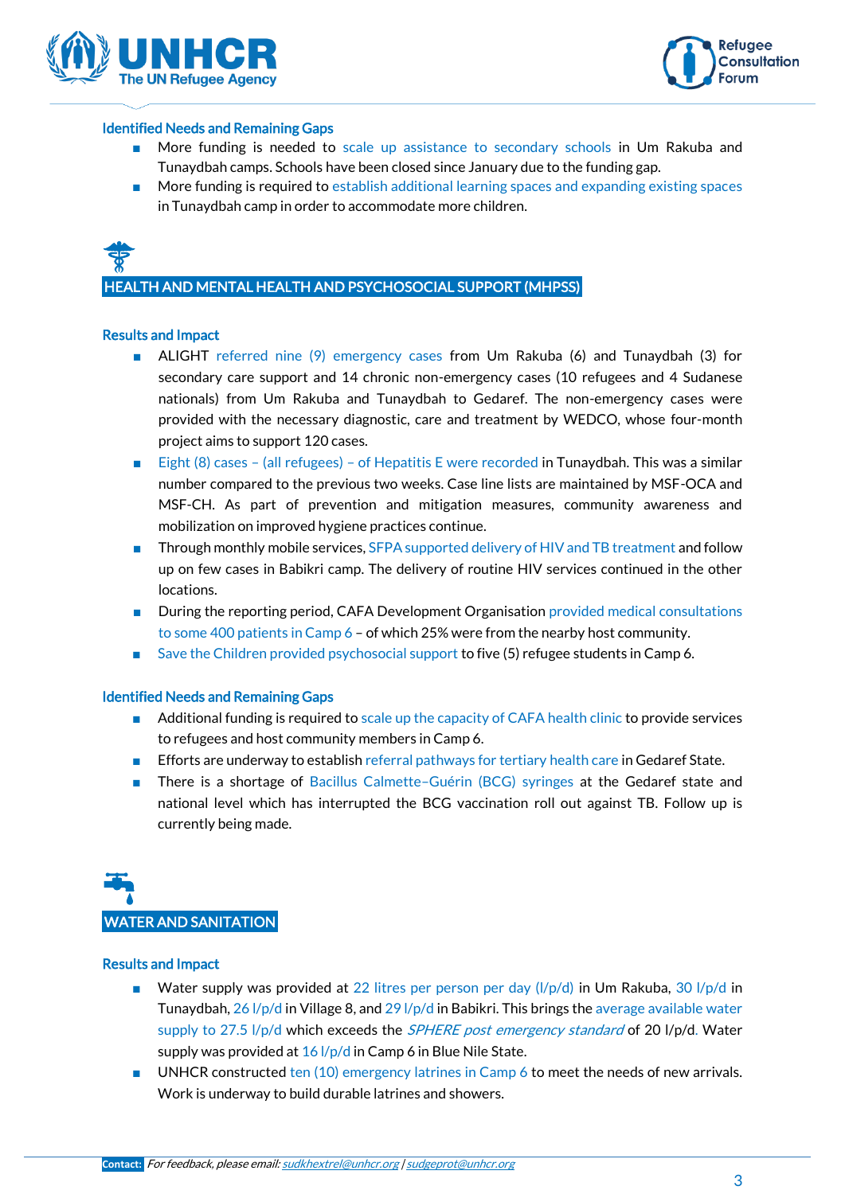### Identified Needs and Remaining Gaps

- More funding is needed to scale up assistance to secondary schools in Um Rakuba and Tunaydbah camps. Schools have been closed since January due to the funding gap.
- More funding is required to establish additional learning spaces and expanding existing spaces in Tunaydbah camp in order to accommodate more children.

## HEALTH AND MENTAL HEALTH AND PSYCHOSOCIAL SUPPORT (MHPSS)

### Results and Impact

- ALIGHT referred nine (9) emergency cases from Um Rakuba (6) and Tunaydbah (3) for secondary care support and 14 chronic non-emergency cases (10 refugees and 4 Sudanese nationals) from Um Rakuba and Tunaydbah to Gedaref. The non-emergency cases were provided with the necessary diagnostic, care and treatment by WEDCO, whose four-month project aims to support 120 cases.
- Eight (8) cases – (all refugees) – of Hepatitis E were recorded in Tunaydbah. This was a similar number compared to the previous two weeks. Case line lists are maintained by MSF-OCA and MSF-CH. As part of prevention and mitigation measures, community awareness and mobilization on improved hygiene practices continue.
- Through monthly mobile services, SFPA supported delivery of HIV and TB treatment and follow up on few cases in Babikri camp. The delivery of routine HIV services continued in the other locations.
- During the reporting period, CAFA Development Organisation provided medical consultations to some 400 patients in Camp 6 – of which 25% were from the nearby host community.
- Save the Children provided psychosocial support to five (5) refugee students in Camp 6.

### Identified Needs and Remaining Gaps

- Additional funding is required to scale up the capacity of CAFA health clinic to provide services to refugees and host community members in Camp 6.
- Efforts are underway to establish referral pathways for tertiary health care in Gedaref State.
- There is a shortage of Bacillus Calmette–Guérin (BCG) syringes at the Gedaref state and national level which has interrupted the BCG vaccination roll out against TB. Follow up is currently being made.

## WATER AND SANITATION

### Results and Impact

- Water supply was provided at 22 litres per person per day (l/p/d) in Um Rakuba, 30 l/p/d in Tunaydbah, 26 l/p/d in Village 8, and 29 l/p/d in Babikri. This brings the average available water supply to 27.5 l/p/d which exceeds the *SPHERE post emergency standard* of 20 l/p/d. Water supply was provided at 16 l/p/d in Camp 6 in Blue Nile State.
- UNHCR constructed ten (10) emergency latrines in Camp 6 to meet the needs of new arrivals. Work is underway to build durable latrines and showers.

**Contact:** *For feedback, please email: sudkhextrel@unhcr.org | sudgeprot@unhcr.org*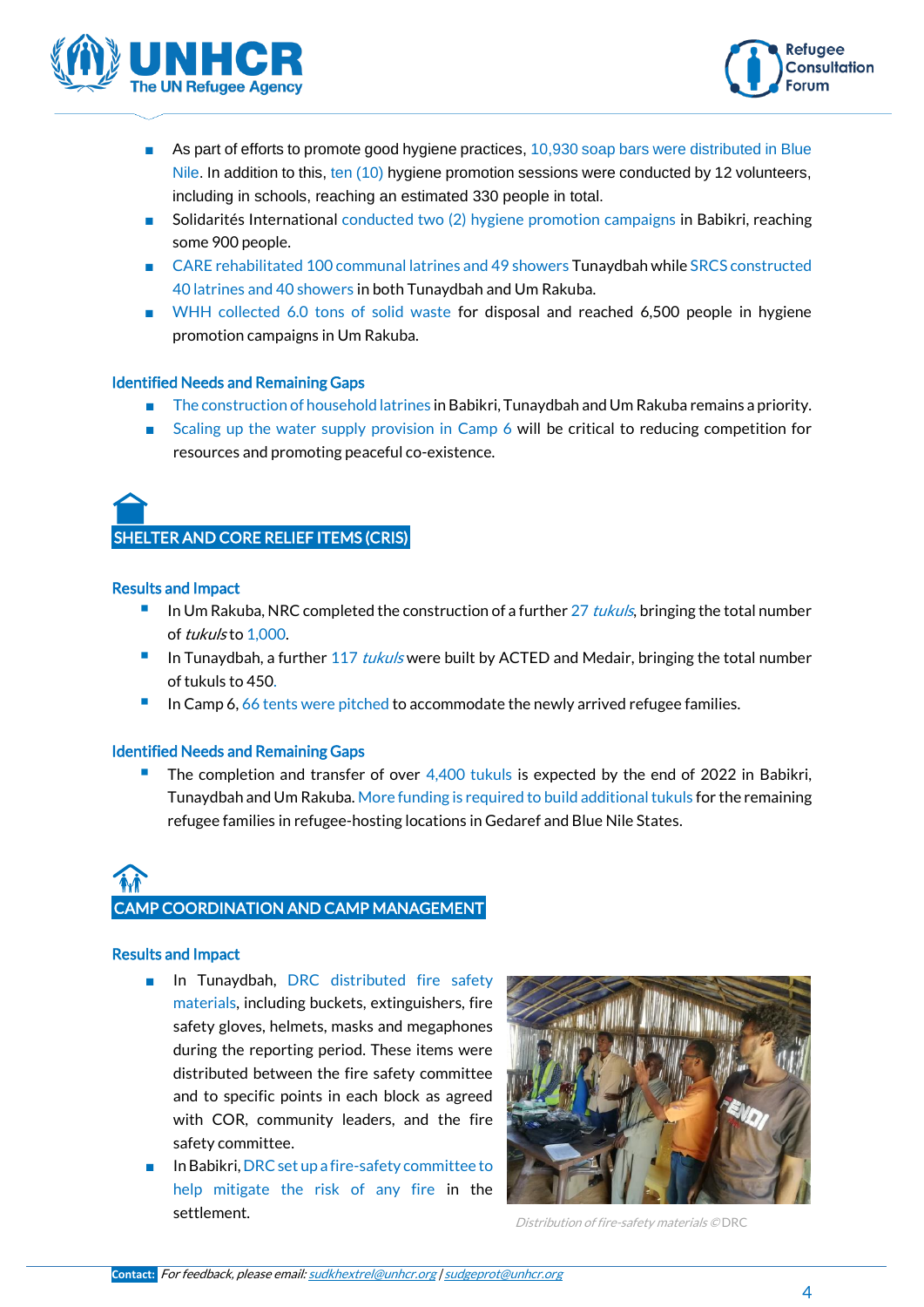- As part of efforts to promote good hygiene practices, 10,930 soap bars were distributed in Blue Nile. In addition to this, ten (10) hygiene promotion sessions were conducted by 12 volunteers, including in schools, reaching an estimated 330 people in total.
- Solidarités International conducted two (2) hygiene promotion campaigns in Babikri, reaching some 900 people.
- CARE rehabilitated 100 communal latrines and 49 showers Tunaydbah while SRCS constructed 40 latrines and 40 showers in both Tunaydbah and Um Rakuba.
- WHH collected 6.0 tons of solid waste for disposal and reached 6,500 people in hygiene promotion campaigns in Um Rakuba.

### Identified Needs and Remaining Gaps

- The construction of household latrines in Babikri, Tunaydbah and Um Rakuba remains a priority.
- Scaling up the water supply provision in Camp 6 will be critical to reducing competition for resources and promoting peaceful co-existence.

## SHELTER AND CORE RELIEF ITEMS (CRIS)

### Results and Impact

- In Um Rakuba, NRC completed the construction of a further 27 *tukuls*, bringing the total number of *tukuls* to 1,000.
- In Tunaydbah, a further 117 *tukuls* were built by ACTED and Medair, bringing the total number of tukuls to 450.
- In Camp 6, 66 tents were pitched to accommodate the newly arrived refugee families.

### Identified Needs and Remaining Gaps

- The completion and transfer of over 4,400 tukuls is expected by the end of 2022 in Babikri, Tunaydbah and Um Rakuba. More funding is required to build additional tukuls for the remaining refugee families in refugee-hosting locations in Gedaref and Blue Nile States.

## CAMP COORDINATION AND CAMP MANAGEMENT

### Results and Impact

- In Tunaydbah, DRC distributed fire safety materials, including buckets, extinguishers, fire safety gloves, helmets, masks and megaphones during the reporting period. These items were distributed between the fire safety committee and to specific points in each block as agreed with COR, community leaders, and the fire safety committee.
- In Babikri, DRC set up a fire-safety committee to help mitigate the risk of any fire in the settlement.

*Distribution of fire-safety materials ©DRC*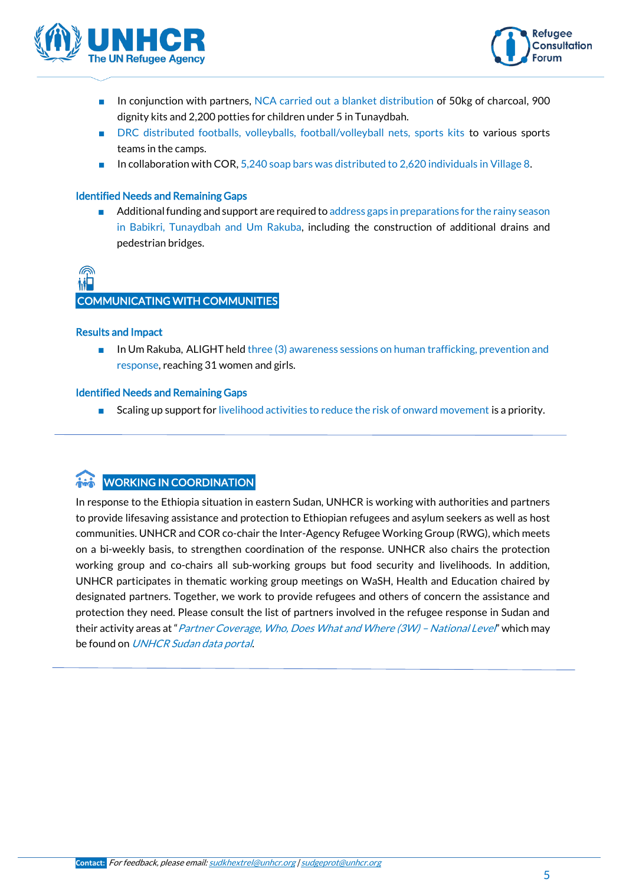- In conjunction with partners, NCA carried out a blanket distribution of 50kg of charcoal, 900 dignity kits and 2,200 potties for children under 5 in Tunaydbah.
- DRC distributed footballs, volleyballs, football/volleyball nets, sports kits to various sports teams in the camps.
- In collaboration with COR, 5,240 soap bars was distributed to 2,620 individuals in Village 8.

### Identified Needs and Remaining Gaps

- Additional funding and support are required to address gaps in preparations for the rainy season in Babikri, Tunaydbah and Um Rakuba, including the construction of additional drains and pedestrian bridges.

## COMMUNICATING WITH COMMUNITIES

### Results and Impact

- In Um Rakuba, ALIGHT held three (3) awareness sessions on human trafficking, prevention and response, reaching 31 women and girls.

### Identified Needs and Remaining Gaps

- Scaling up support for livelihood activities to reduce the risk of onward movement is a priority.

## WORKING IN COORDINATION

In response to the Ethiopia situation in eastern Sudan, UNHCR is working with authorities and partners to provide lifesaving assistance and protection to Ethiopian refugees and asylum seekers as well as host communities. UNHCR and COR co-chair the Inter-Agency Refugee Working Group (RWG), which meets on a bi-weekly basis, to strengthen coordination of the response. UNHCR also chairs the protection working group and co-chairs all sub-working groups but food security and livelihoods. In addition, UNHCR participates in thematic working group meetings on WaSH, Health and Education chaired by designated partners. Together, we work to provide refugees and others of concern the assistance and protection they need. Please consult the list of partners involved in the refugee response in Sudan and their activity areas at "*Partner Coverage, Who, Does What and Where (3W) – National Level*" which may be found on *UNHCR Sudan data portal*.

**Contact:** *For feedback, please email: sudkhextrel@unhcr.org | sudgeprot@unhcr.org*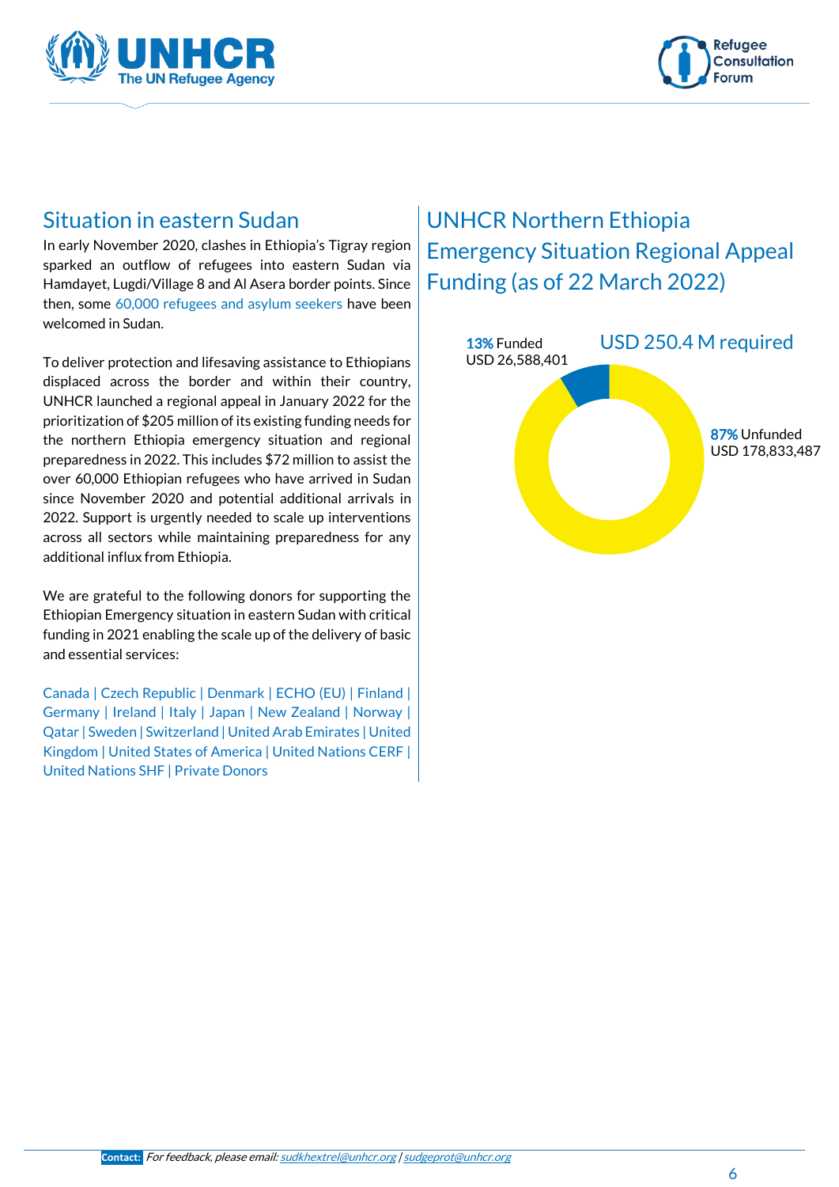## Situation in eastern Sudan

In early November 2020, clashes in Ethiopia's Tigray region sparked an outflow of refugees into eastern Sudan via Hamdayet, Lugdi/Village 8 and Al Asera border points. Since then, some 60,000 refugees and asylum seekers have been welcomed in Sudan.

To deliver protection and lifesaving assistance to Ethiopians displaced across the border and within their country, UNHCR launched a regional appeal in January 2022 for the prioritization of $205 million of its existing funding needs for the northern Ethiopia emergency situation and regional preparedness in 2022. This includes $72 million to assist the over 60,000 Ethiopian refugees who have arrived in Sudan since November 2020 and potential additional arrivals in 2022. Support is urgently needed to scale up interventions across all sectors while maintaining preparedness for any additional influx from Ethiopia.

We are grateful to the following donors for supporting the Ethiopian Emergency situation in eastern Sudan with critical funding in 2021 enabling the scale up of the delivery of basic and essential services:

Canada | Czech Republic | Denmark | ECHO (EU) | Finland | Germany | Ireland | Italy | Japan | New Zealand | Norway | Qatar | Sweden | Switzerland | United Arab Emirates | United Kingdom | United States of America | United Nations CERF | United Nations SHF | Private Donors

## UNHCR Northern Ethiopia Emergency Situation Regional Appeal Funding (as of 22 March 2022)

USD 250.4 M required

13% Funded
USD 26,588,401

87% Unfunded
USD 178,833,487

**Contact:** *For feedback, please email: sudkhextrel@unhcr.org | sudgeprot@unhcr.org*